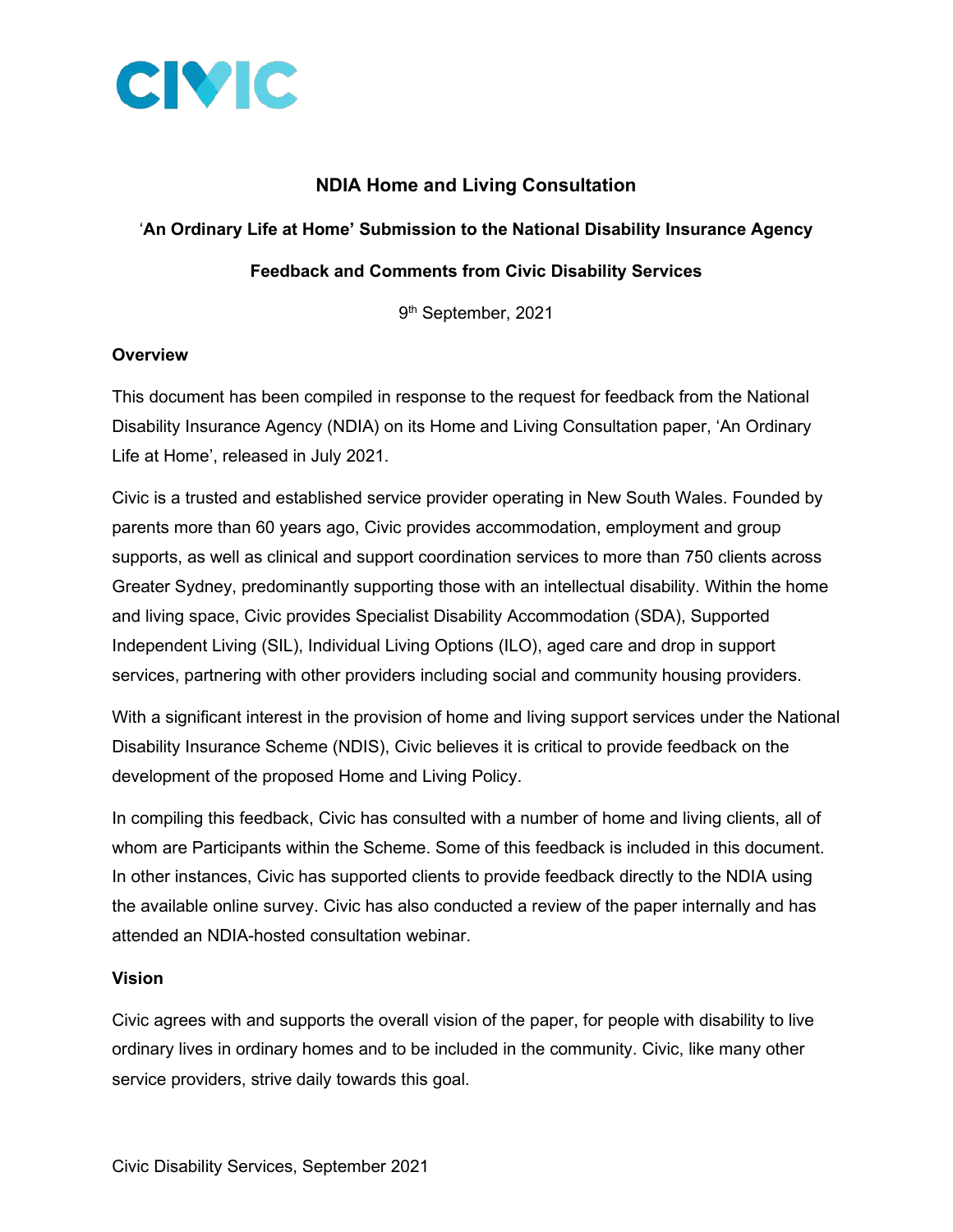CIVIC

**NDIA Home and Living Consultation**

**'An Ordinary Life at Home' Submission to the National Disability Insurance Agency**

**Feedback and Comments from Civic Disability Services**

9th September, 2021

**Overview**

This document has been compiled in response to the request for feedback from the National Disability Insurance Agency (NDIA) on its Home and Living Consultation paper, 'An Ordinary Life at Home', released in July 2021.

Civic is a trusted and established service provider operating in New South Wales. Founded by parents more than 60 years ago, Civic provides accommodation, employment and group supports, as well as clinical and support coordination services to more than 750 clients across Greater Sydney, predominantly supporting those with an intellectual disability. Within the home and living space, Civic provides Specialist Disability Accommodation (SDA), Supported Independent Living (SIL), Individual Living Options (ILO), aged care and drop in support services, partnering with other providers including social and community housing providers.

With a significant interest in the provision of home and living support services under the National Disability Insurance Scheme (NDIS), Civic believes it is critical to provide feedback on the development of the proposed Home and Living Policy.

In compiling this feedback, Civic has consulted with a number of home and living clients, all of whom are Participants within the Scheme. Some of this feedback is included in this document. In other instances, Civic has supported clients to provide feedback directly to the NDIA using the available online survey. Civic has also conducted a review of the paper internally and has attended an NDIA-hosted consultation webinar.

**Vision**

Civic agrees with and supports the overall vision of the paper, for people with disability to live ordinary lives in ordinary homes and to be included in the community. Civic, like many other service providers, strive daily towards this goal.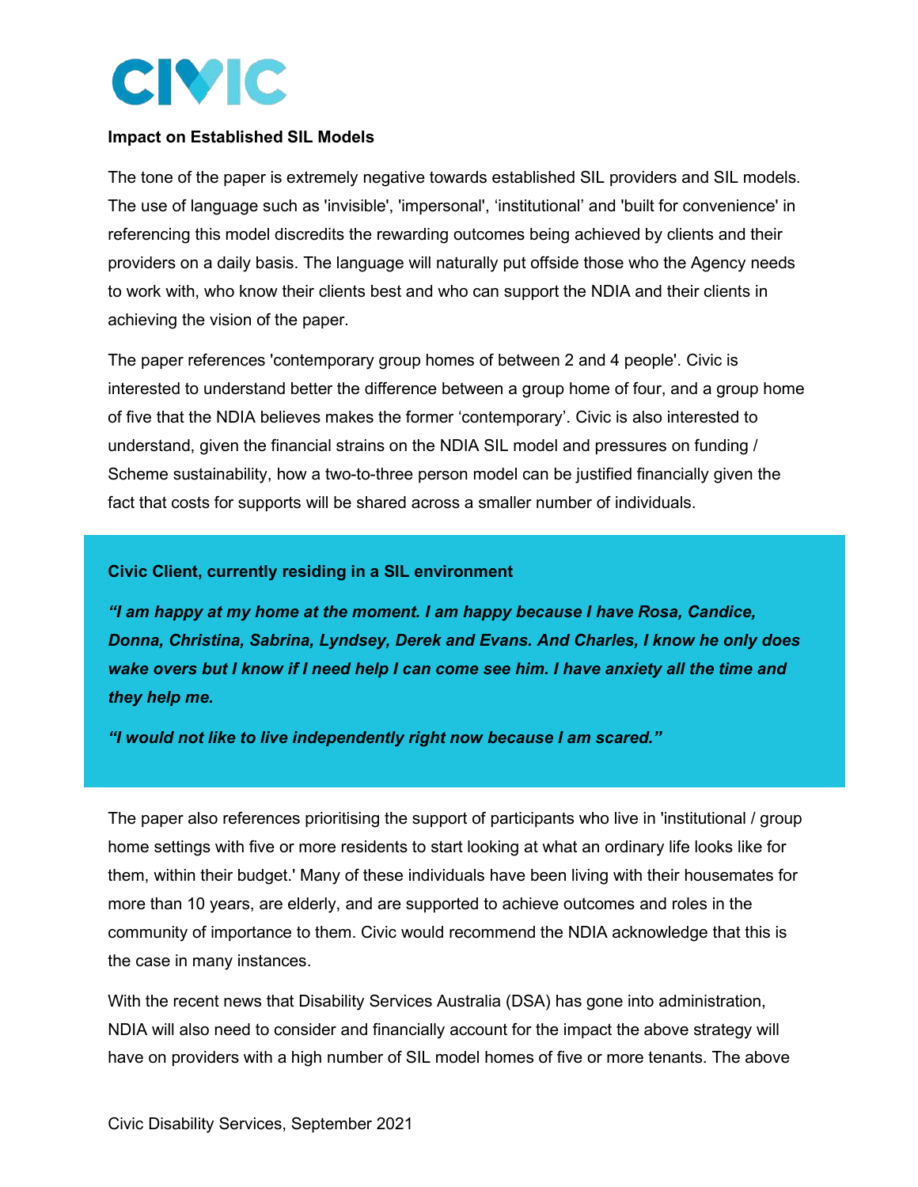**Impact on Established SIL Models**

The tone of the paper is extremely negative towards established SIL providers and SIL models. The use of language such as 'invisible', 'impersonal', 'institutional' and 'built for convenience' in referencing this model discredits the rewarding outcomes being achieved by clients and their providers on a daily basis. The language will naturally put offside those who the Agency needs to work with, who know their clients best and who can support the NDIA and their clients in achieving the vision of the paper.

The paper references 'contemporary group homes of between 2 and 4 people'. Civic is interested to understand better the difference between a group home of four, and a group home of five that the NDIA believes makes the former 'contemporary'. Civic is also interested to understand, given the financial strains on the NDIA SIL model and pressures on funding / Scheme sustainability, how a two-to-three person model can be justified financially given the fact that costs for supports will be shared across a smaller number of individuals.

**Civic Client, currently residing in a SIL environment**

***"I am happy at my home at the moment. I am happy because I have Rosa, Candice, Donna, Christina, Sabrina, Lyndsey, Derek and Evans. And Charles, I know he only does wake overs but I know if I need help I can come see him. I have anxiety all the time and they help me.***

***"I would not like to live independently right now because I am scared."***

The paper also references prioritising the support of participants who live in 'institutional / group home settings with five or more residents to start looking at what an ordinary life looks like for them, within their budget.' Many of these individuals have been living with their housemates for more than 10 years, are elderly, and are supported to achieve outcomes and roles in the community of importance to them. Civic would recommend the NDIA acknowledge that this is the case in many instances.

With the recent news that Disability Services Australia (DSA) has gone into administration, NDIA will also need to consider and financially account for the impact the above strategy will have on providers with a high number of SIL model homes of five or more tenants. The above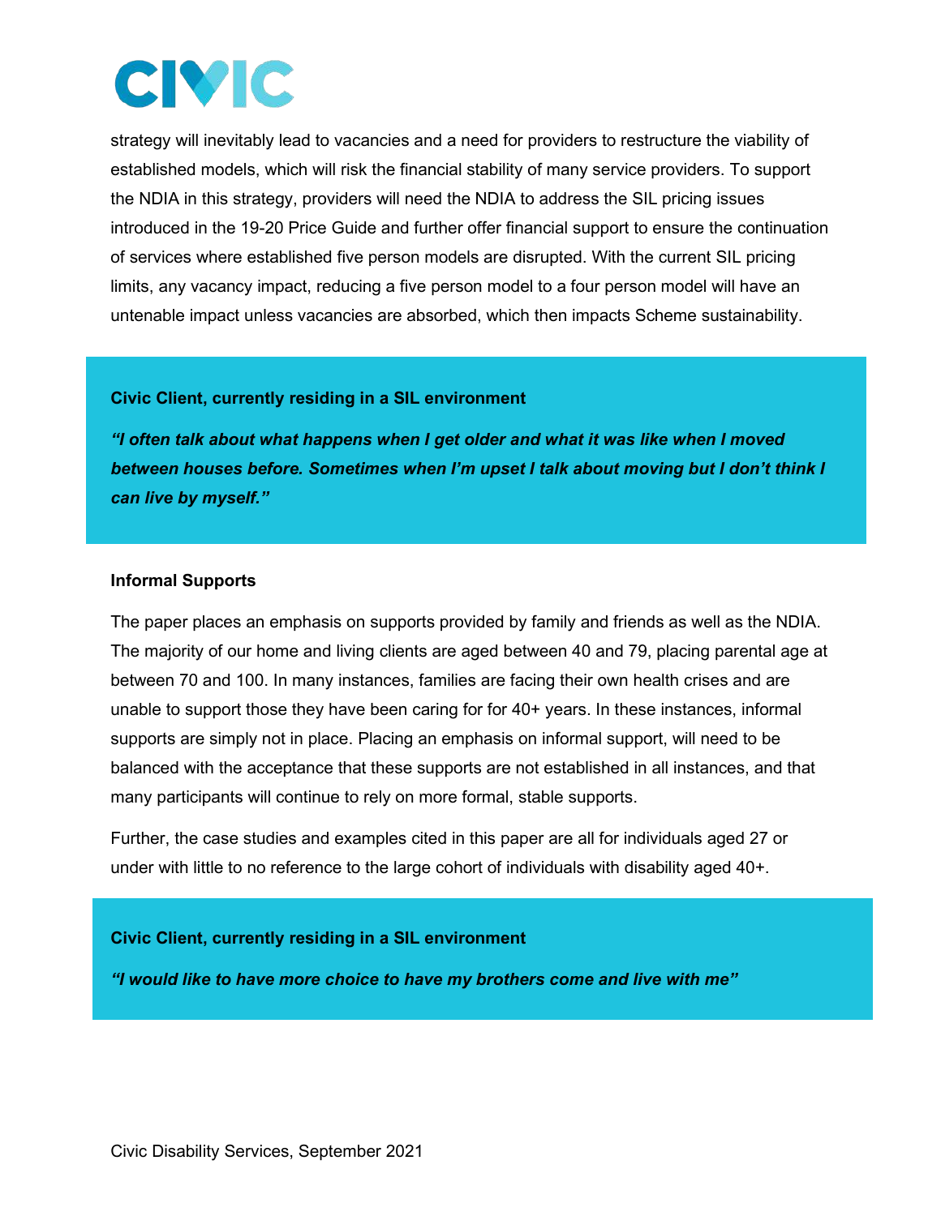strategy will inevitably lead to vacancies and a need for providers to restructure the viability of established models, which will risk the financial stability of many service providers. To support the NDIA in this strategy, providers will need the NDIA to address the SIL pricing issues introduced in the 19-20 Price Guide and further offer financial support to ensure the continuation of services where established five person models are disrupted. With the current SIL pricing limits, any vacancy impact, reducing a five person model to a four person model will have an untenable impact unless vacancies are absorbed, which then impacts Scheme sustainability.

> **Civic Client, currently residing in a SIL environment**
>
> ***"I often talk about what happens when I get older and what it was like when I moved between houses before. Sometimes when I'm upset I talk about moving but I don't think I can live by myself."***

**Informal Supports**

The paper places an emphasis on supports provided by family and friends as well as the NDIA. The majority of our home and living clients are aged between 40 and 79, placing parental age at between 70 and 100. In many instances, families are facing their own health crises and are unable to support those they have been caring for for 40+ years. In these instances, informal supports are simply not in place. Placing an emphasis on informal support, will need to be balanced with the acceptance that these supports are not established in all instances, and that many participants will continue to rely on more formal, stable supports.

Further, the case studies and examples cited in this paper are all for individuals aged 27 or under with little to no reference to the large cohort of individuals with disability aged 40+.

> **Civic Client, currently residing in a SIL environment**
>
> ***"I would like to have more choice to have my brothers come and live with me"***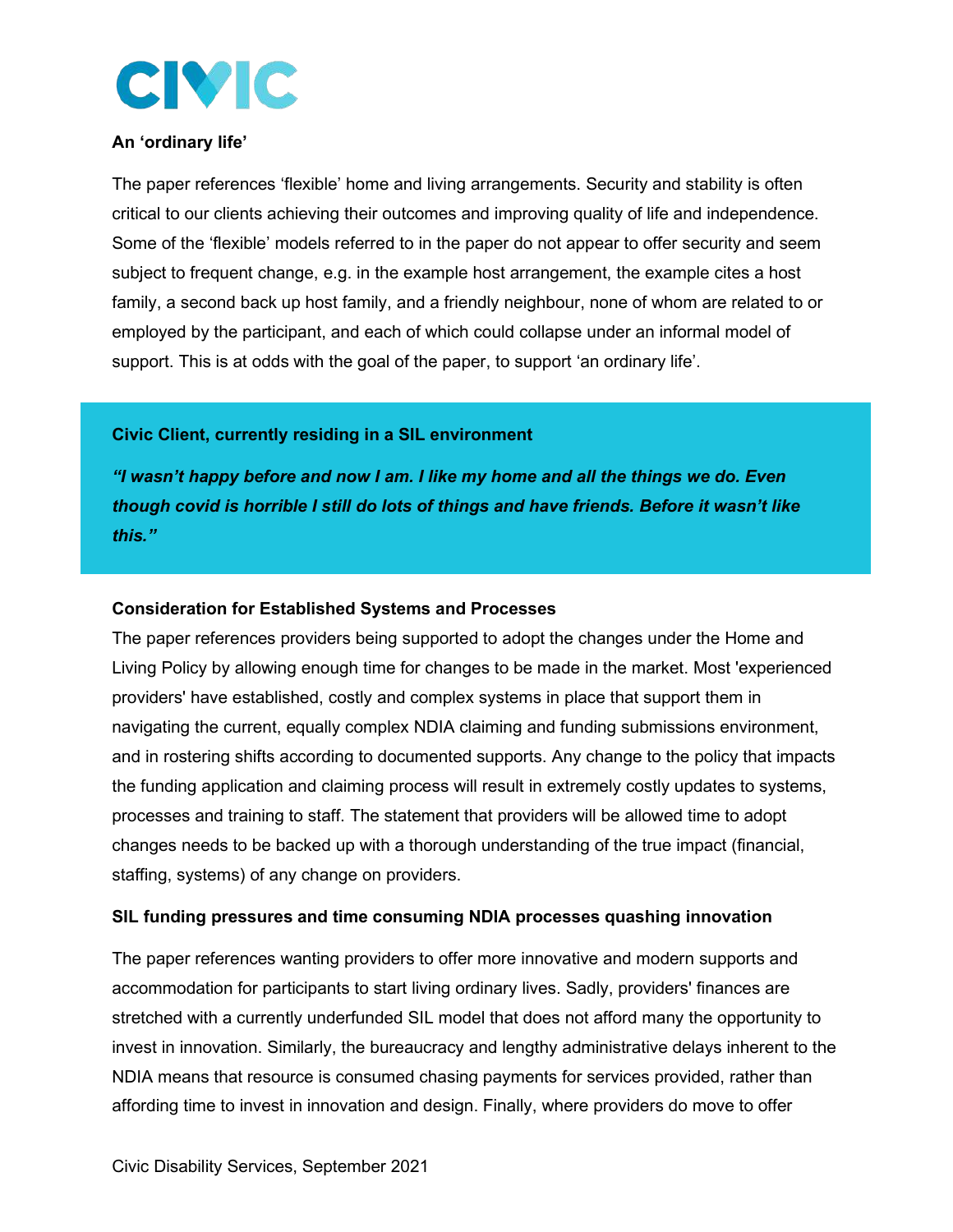**An 'ordinary life'**

The paper references 'flexible' home and living arrangements. Security and stability is often critical to our clients achieving their outcomes and improving quality of life and independence. Some of the 'flexible' models referred to in the paper do not appear to offer security and seem subject to frequent change, e.g. in the example host arrangement, the example cites a host family, a second back up host family, and a friendly neighbour, none of whom are related to or employed by the participant, and each of which could collapse under an informal model of support. This is at odds with the goal of the paper, to support 'an ordinary life'.

> **Civic Client, currently residing in a SIL environment**
>
> ***"I wasn't happy before and now I am. I like my home and all the things we do. Even though covid is horrible I still do lots of things and have friends. Before it wasn't like this."***

**Consideration for Established Systems and Processes**

The paper references providers being supported to adopt the changes under the Home and Living Policy by allowing enough time for changes to be made in the market. Most 'experienced providers' have established, costly and complex systems in place that support them in navigating the current, equally complex NDIA claiming and funding submissions environment, and in rostering shifts according to documented supports. Any change to the policy that impacts the funding application and claiming process will result in extremely costly updates to systems, processes and training to staff. The statement that providers will be allowed time to adopt changes needs to be backed up with a thorough understanding of the true impact (financial, staffing, systems) of any change on providers.

**SIL funding pressures and time consuming NDIA processes quashing innovation**

The paper references wanting providers to offer more innovative and modern supports and accommodation for participants to start living ordinary lives. Sadly, providers' finances are stretched with a currently underfunded SIL model that does not afford many the opportunity to invest in innovation. Similarly, the bureaucracy and lengthy administrative delays inherent to the NDIA means that resource is consumed chasing payments for services provided, rather than affording time to invest in innovation and design. Finally, where providers do move to offer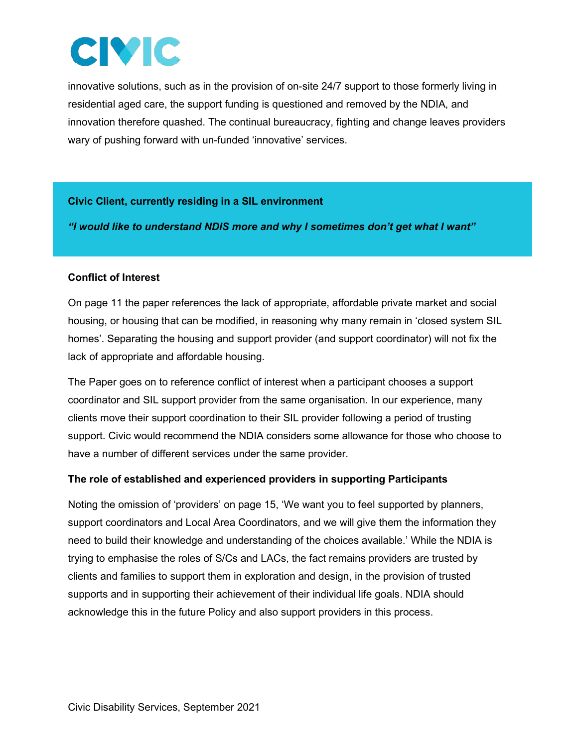innovative solutions, such as in the provision of on-site 24/7 support to those formerly living in residential aged care, the support funding is questioned and removed by the NDIA, and innovation therefore quashed. The continual bureaucracy, fighting and change leaves providers wary of pushing forward with un-funded 'innovative' services.

**Civic Client, currently residing in a SIL environment**

***"I would like to understand NDIS more and why I sometimes don't get what I want"***

**Conflict of Interest**

On page 11 the paper references the lack of appropriate, affordable private market and social housing, or housing that can be modified, in reasoning why many remain in 'closed system SIL homes'. Separating the housing and support provider (and support coordinator) will not fix the lack of appropriate and affordable housing.

The Paper goes on to reference conflict of interest when a participant chooses a support coordinator and SIL support provider from the same organisation. In our experience, many clients move their support coordination to their SIL provider following a period of trusting support. Civic would recommend the NDIA considers some allowance for those who choose to have a number of different services under the same provider.

**The role of established and experienced providers in supporting Participants**

Noting the omission of 'providers' on page 15, 'We want you to feel supported by planners, support coordinators and Local Area Coordinators, and we will give them the information they need to build their knowledge and understanding of the choices available.' While the NDIA is trying to emphasise the roles of S/Cs and LACs, the fact remains providers are trusted by clients and families to support them in exploration and design, in the provision of trusted supports and in supporting their achievement of their individual life goals. NDIA should acknowledge this in the future Policy and also support providers in this process.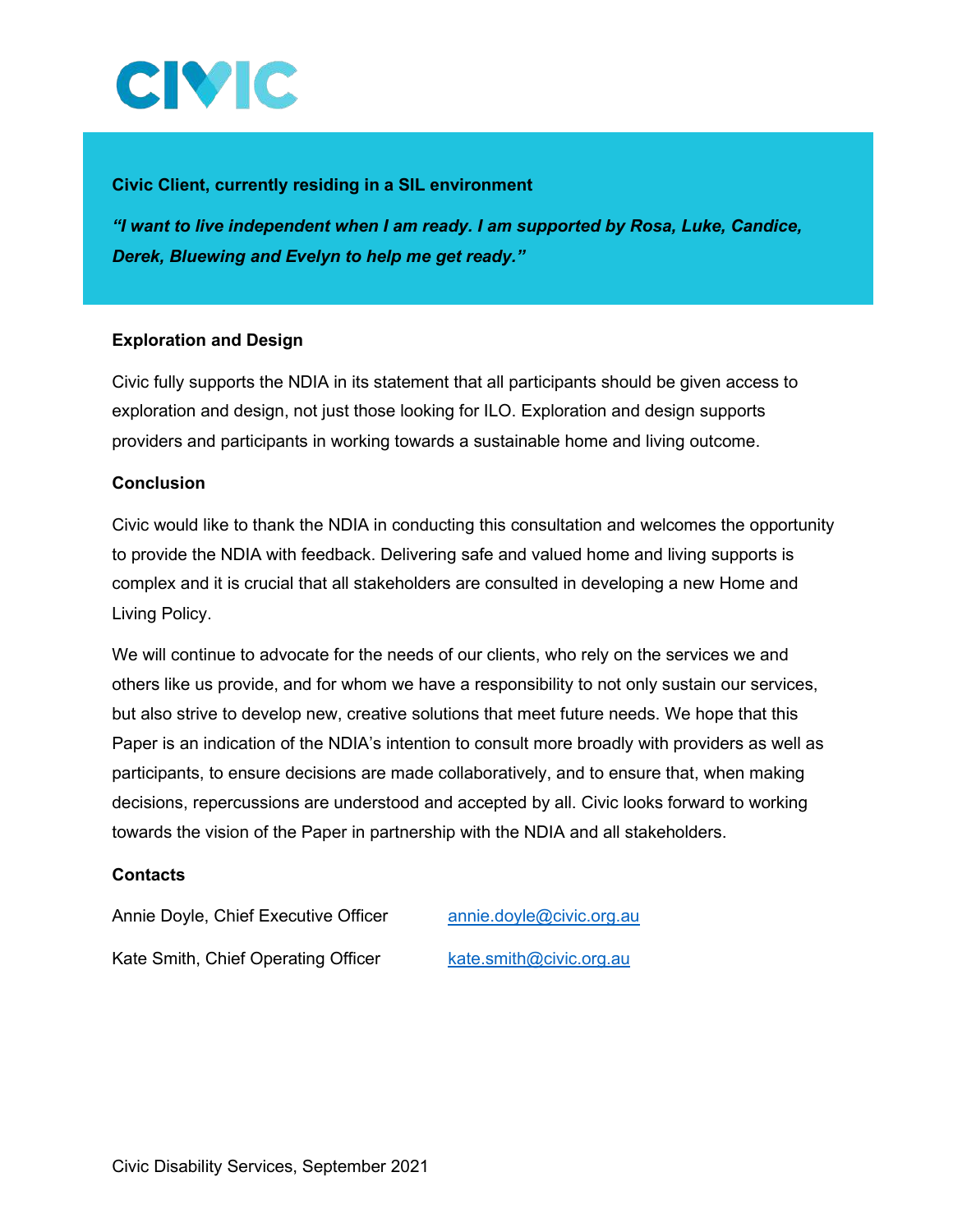**Civic Client, currently residing in a SIL environment**

***"I want to live independent when I am ready. I am supported by Rosa, Luke, Candice, Derek, Bluewing and Evelyn to help me get ready."***

### Exploration and Design

Civic fully supports the NDIA in its statement that all participants should be given access to exploration and design, not just those looking for ILO. Exploration and design supports providers and participants in working towards a sustainable home and living outcome.

### Conclusion

Civic would like to thank the NDIA in conducting this consultation and welcomes the opportunity to provide the NDIA with feedback. Delivering safe and valued home and living supports is complex and it is crucial that all stakeholders are consulted in developing a new Home and Living Policy.

We will continue to advocate for the needs of our clients, who rely on the services we and others like us provide, and for whom we have a responsibility to not only sustain our services, but also strive to develop new, creative solutions that meet future needs. We hope that this Paper is an indication of the NDIA's intention to consult more broadly with providers as well as participants, to ensure decisions are made collaboratively, and to ensure that, when making decisions, repercussions are understood and accepted by all. Civic looks forward to working towards the vision of the Paper in partnership with the NDIA and all stakeholders.

### Contacts

| | |
|---|---|
| Annie Doyle, Chief Executive Officer | annie.doyle@civic.org.au |
| Kate Smith, Chief Operating Officer | kate.smith@civic.org.au |

Civic Disability Services, September 2021